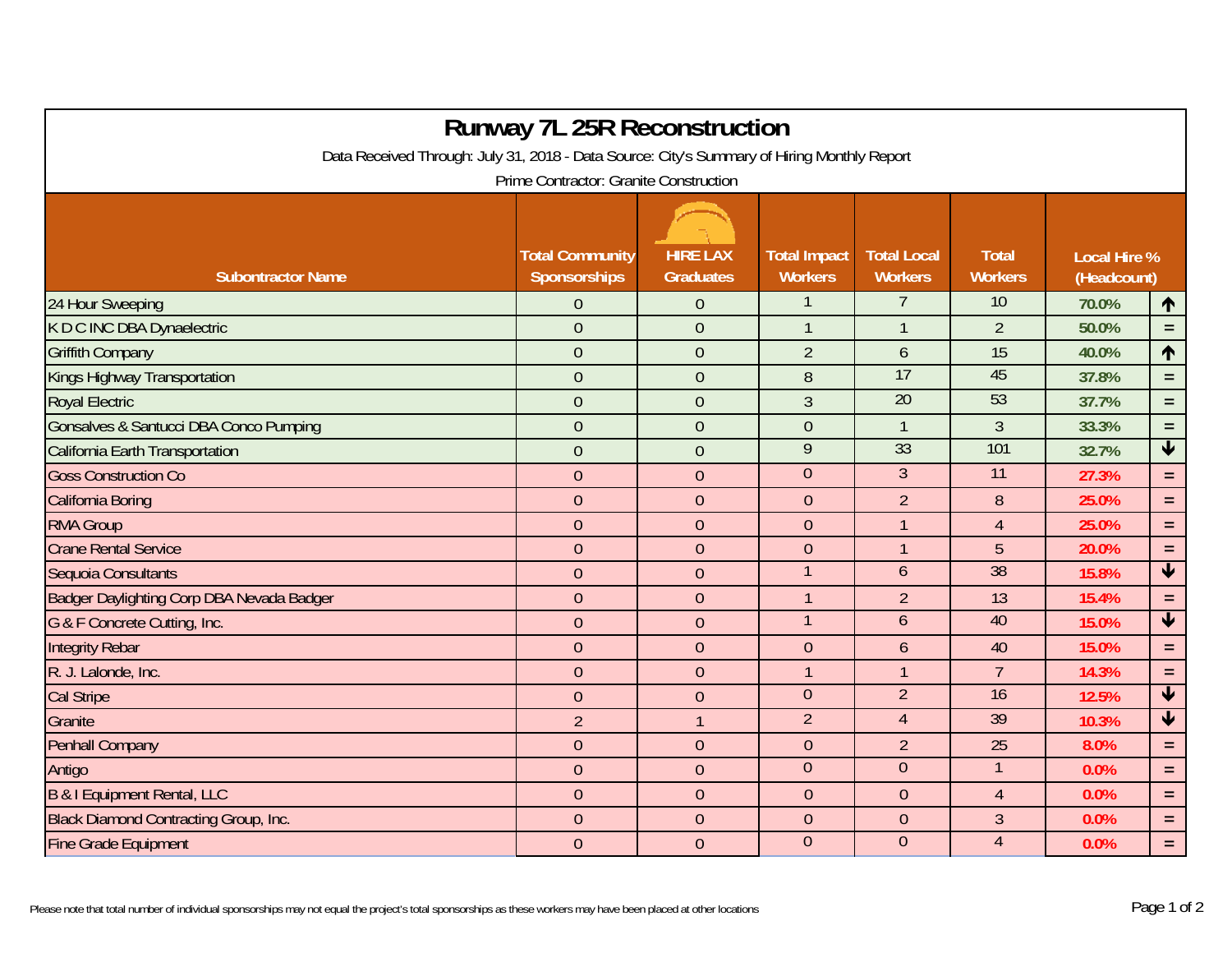# Runway 7L 25R Reconstruction

Data Received Through: July 31, 2018 - Data Source: City's Summary of Hiring Monthly Report

Prime Contractor: Granite Construction

| Subcontractor Name | Total Community Sponsorships | HIRE LAX Graduates | Total Impact Workers | Total Local Workers | Total Workers | Local Hire % (Headcount) | |
|---|---|---|---|---|---|---|---|
| 24 Hour Sweeping | 0 | 0 | 1 | 7 | 10 | 70.0% | ↑ |
| K D C INC DBA Dynaelectric | 0 | 0 | 1 | 1 | 2 | 50.0% | = |
| Griffith Company | 0 | 0 | 2 | 6 | 15 | 40.0% | ↑ |
| Kings Highway Transportation | 0 | 0 | 8 | 17 | 45 | 37.8% | = |
| Royal Electric | 0 | 0 | 3 | 20 | 53 | 37.7% | = |
| Gonsalves & Santucci DBA Conco Pumping | 0 | 0 | 0 | 1 | 3 | 33.3% | = |
| California Earth Transportation | 0 | 0 | 9 | 33 | 101 | 32.7% | ↓ |
| Goss Construction Co | 0 | 0 | 0 | 3 | 11 | 27.3% | = |
| California Boring | 0 | 0 | 0 | 2 | 8 | 25.0% | = |
| RMA Group | 0 | 0 | 0 | 1 | 4 | 25.0% | = |
| Crane Rental Service | 0 | 0 | 0 | 1 | 5 | 20.0% | = |
| Sequoia Consultants | 0 | 0 | 1 | 6 | 38 | 15.8% | ↓ |
| Badger Daylighting Corp DBA Nevada Badger | 0 | 0 | 1 | 2 | 13 | 15.4% | = |
| G & F Concrete Cutting, Inc. | 0 | 0 | 1 | 6 | 40 | 15.0% | ↓ |
| Integrity Rebar | 0 | 0 | 0 | 6 | 40 | 15.0% | = |
| R. J. Lalonde, Inc. | 0 | 0 | 1 | 1 | 7 | 14.3% | = |
| Cal Stripe | 0 | 0 | 0 | 2 | 16 | 12.5% | ↓ |
| Granite | 2 | 1 | 2 | 4 | 39 | 10.3% | ↓ |
| Penhall Company | 0 | 0 | 0 | 2 | 25 | 8.0% | = |
| Antigo | 0 | 0 | 0 | 0 | 1 | 0.0% | = |
| B & I Equipment Rental, LLC | 0 | 0 | 0 | 0 | 4 | 0.0% | = |
| Black Diamond Contracting Group, Inc. | 0 | 0 | 0 | 0 | 3 | 0.0% | = |
| Fine Grade Equipment | 0 | 0 | 0 | 0 | 4 | 0.0% | = |

Please note that total number of individual sponsorships may not equal the project's total sponsorships as these workers may have been placed at other locations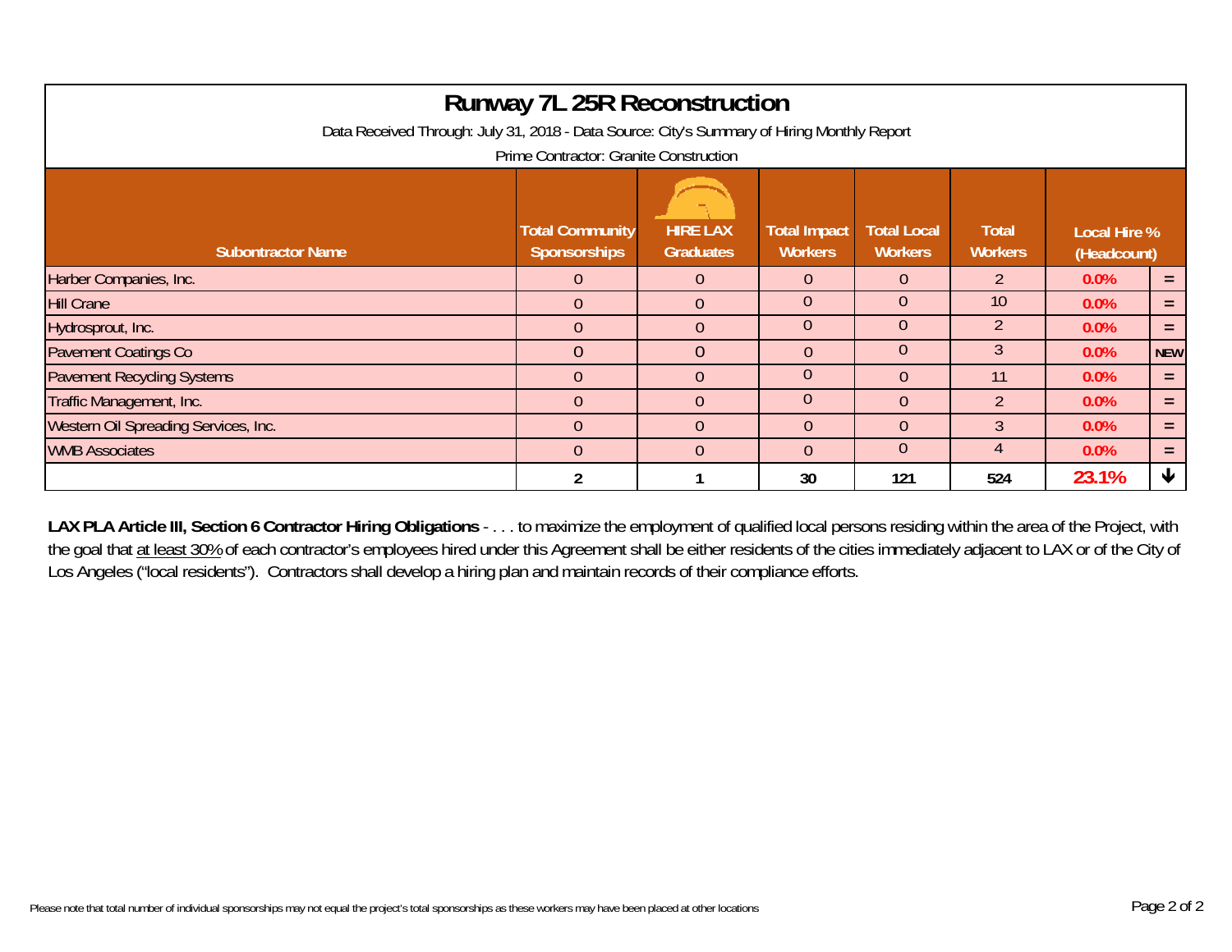# Runway 7L 25R Reconstruction

Data Received Through: July 31, 2018 - Data Source: City's Summary of Hiring Monthly Report

Prime Contractor: Granite Construction

| Subontractor Name | Total Community Sponsorships | HIRE LAX Graduates | Total Impact Workers | Total Local Workers | Total Workers | Local Hire % (Headcount) | |
|---|---|---|---|---|---|---|---|
| Harber Companies, Inc. | 0 | 0 | 0 | 0 | 2 | 0.0% | = |
| Hill Crane | 0 | 0 | 0 | 0 | 10 | 0.0% | = |
| Hydrosprout, Inc. | 0 | 0 | 0 | 0 | 2 | 0.0% | = |
| Pavement Coatings Co | 0 | 0 | 0 | 0 | 3 | 0.0% | NEW |
| Pavement Recycling Systems | 0 | 0 | 0 | 0 | 11 | 0.0% | = |
| Traffic Management, Inc. | 0 | 0 | 0 | 0 | 2 | 0.0% | = |
| Western Oil Spreading Services, Inc. | 0 | 0 | 0 | 0 | 3 | 0.0% | = |
| WMB Associates | 0 | 0 | 0 | 0 | 4 | 0.0% | = |
| | **2** | **1** | **30** | **121** | **524** | **23.1%** | ↓ |

**LAX PLA Article III, Section 6 Contractor Hiring Obligations** - . . . to maximize the employment of qualified local persons residing within the area of the Project, with the goal that at least 30% of each contractor's employees hired under this Agreement shall be either residents of the cities immediately adjacent to LAX or of the City of Los Angeles ("local residents"). Contractors shall develop a hiring plan and maintain records of their compliance efforts.

Please note that total number of individual sponsorships may not equal the project's total sponsorships as these workers may have been placed at other locations